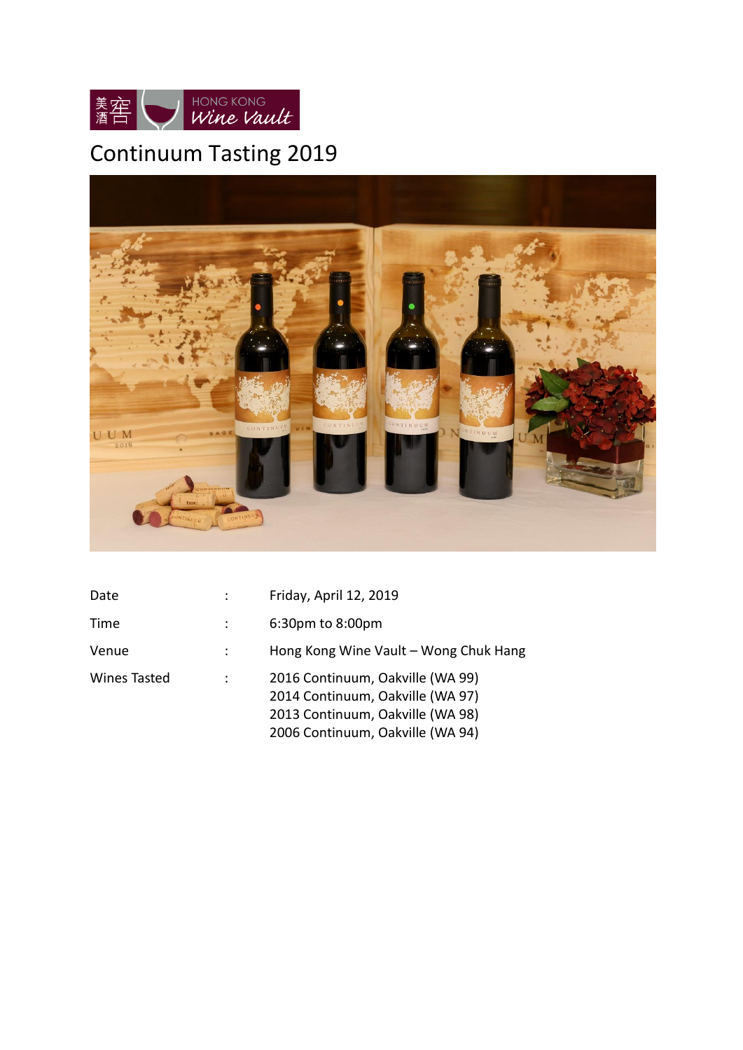# Continuum Tasting 2019

| | | |
|---|---|---|
| Date | : | Friday, April 12, 2019 |
| Time | : | 6:30pm to 8:00pm |
| Venue | : | Hong Kong Wine Vault – Wong Chuk Hang |
| Wines Tasted | : | 2016 Continuum, Oakville (WA 99)<br>2014 Continuum, Oakville (WA 97)<br>2013 Continuum, Oakville (WA 98)<br>2006 Continuum, Oakville (WA 94) |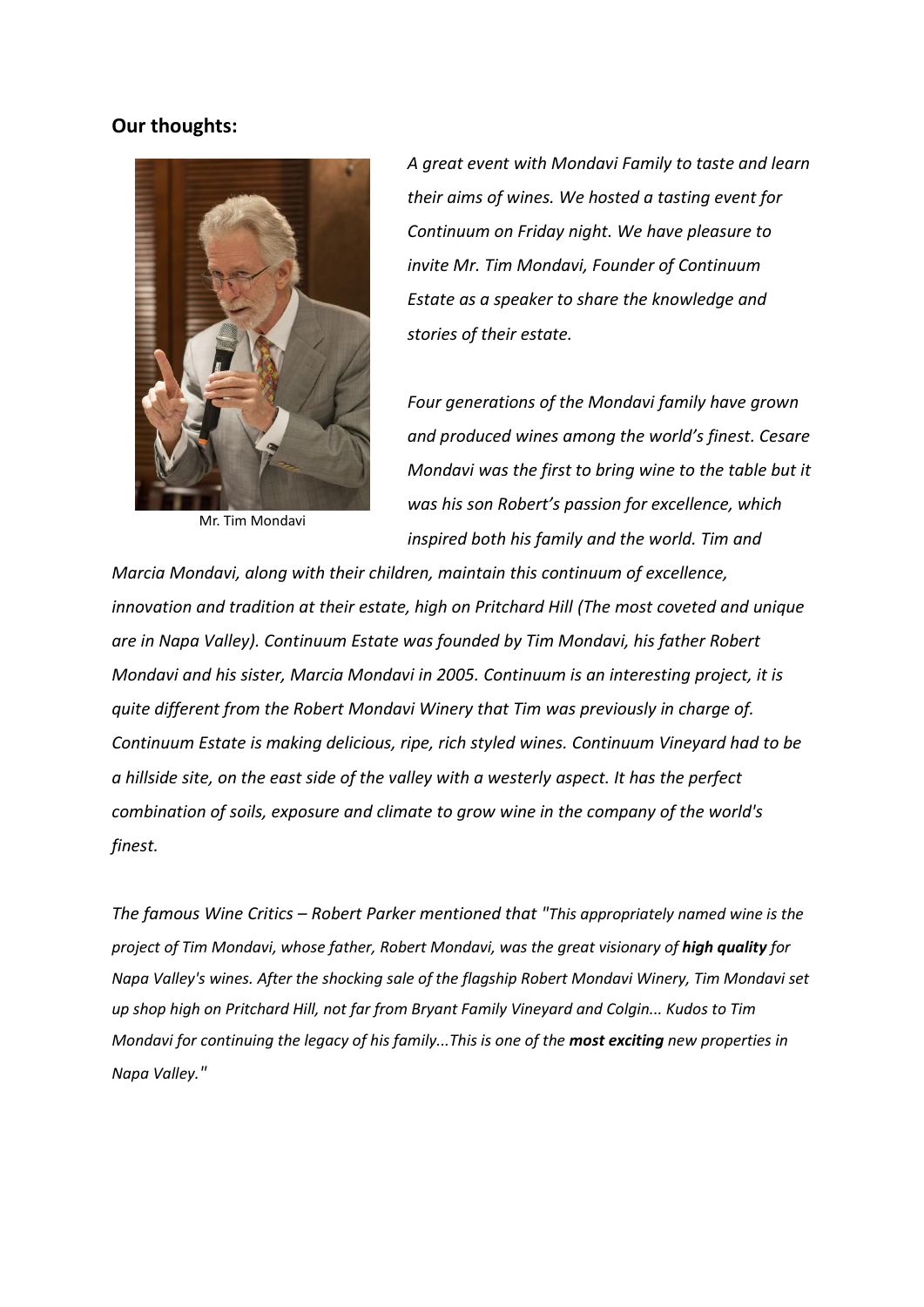## Our thoughts:

Mr. Tim Mondavi

*A great event with Mondavi Family to taste and learn their aims of wines. We hosted a tasting event for Continuum on Friday night. We have pleasure to invite Mr. Tim Mondavi, Founder of Continuum Estate as a speaker to share the knowledge and stories of their estate.*

*Four generations of the Mondavi family have grown and produced wines among the world's finest. Cesare Mondavi was the first to bring wine to the table but it was his son Robert's passion for excellence, which inspired both his family and the world. Tim and Marcia Mondavi, along with their children, maintain this continuum of excellence, innovation and tradition at their estate, high on Pritchard Hill (The most coveted and unique are in Napa Valley). Continuum Estate was founded by Tim Mondavi, his father Robert Mondavi and his sister, Marcia Mondavi in 2005. Continuum is an interesting project, it is quite different from the Robert Mondavi Winery that Tim was previously in charge of. Continuum Estate is making delicious, ripe, rich styled wines. Continuum Vineyard had to be a hillside site, on the east side of the valley with a westerly aspect. It has the perfect combination of soils, exposure and climate to grow wine in the company of the world's finest.*

*The famous Wine Critics – Robert Parker mentioned that "This appropriately named wine is the project of Tim Mondavi, whose father, Robert Mondavi, was the great visionary of **high quality** for Napa Valley's wines. After the shocking sale of the flagship Robert Mondavi Winery, Tim Mondavi set up shop high on Pritchard Hill, not far from Bryant Family Vineyard and Colgin... Kudos to Tim Mondavi for continuing the legacy of his family...This is one of the **most exciting** new properties in Napa Valley."*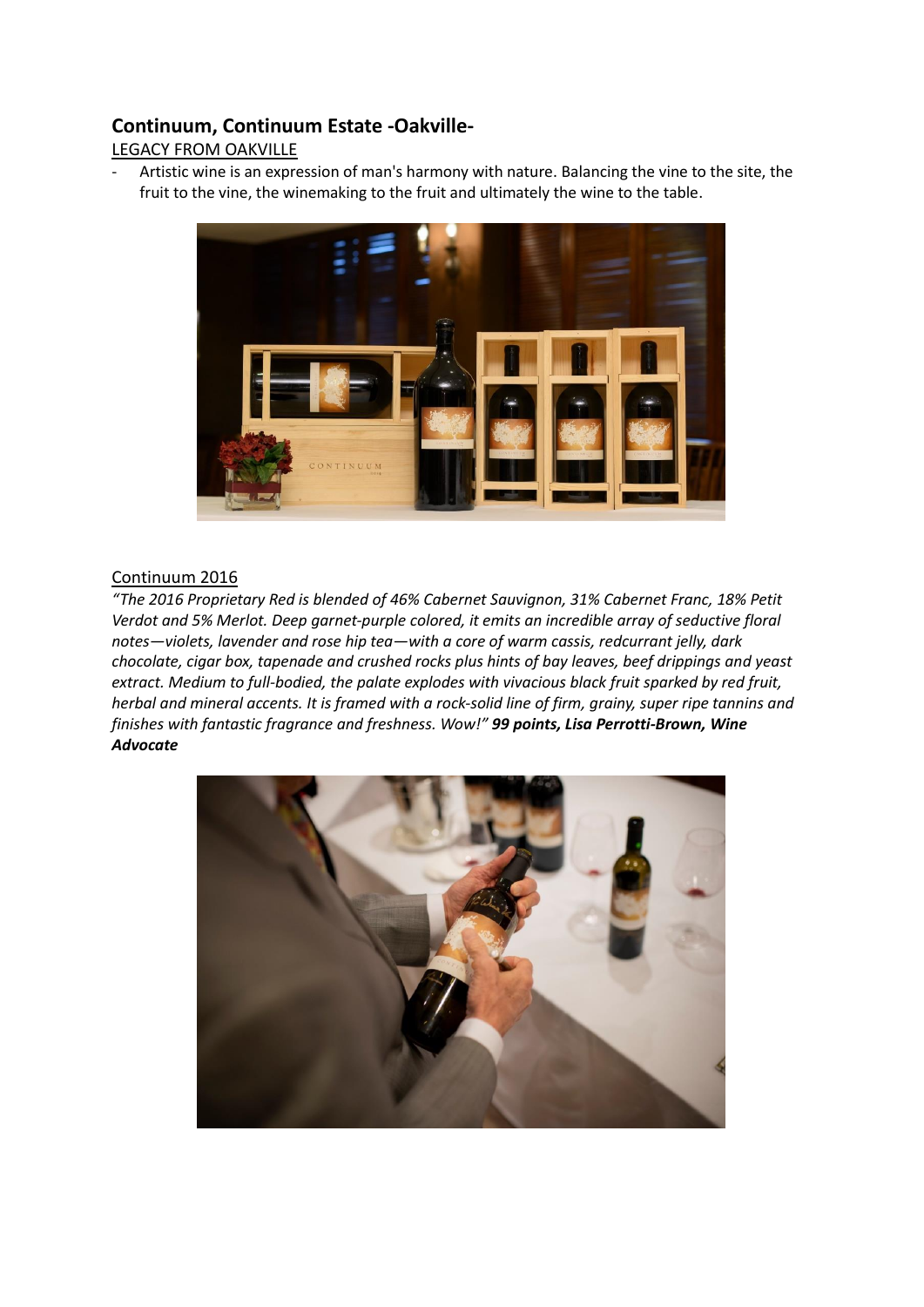## Continuum, Continuum Estate -Oakville-

LEGACY FROM OAKVILLE

- Artistic wine is an expression of man's harmony with nature. Balancing the vine to the site, the fruit to the vine, the winemaking to the fruit and ultimately the wine to the table.

Continuum 2016

*"The 2016 Proprietary Red is blended of 46% Cabernet Sauvignon, 31% Cabernet Franc, 18% Petit Verdot and 5% Merlot. Deep garnet-purple colored, it emits an incredible array of seductive floral notes—violets, lavender and rose hip tea—with a core of warm cassis, redcurrant jelly, dark chocolate, cigar box, tapenade and crushed rocks plus hints of bay leaves, beef drippings and yeast extract. Medium to full-bodied, the palate explodes with vivacious black fruit sparked by red fruit, herbal and mineral accents. It is framed with a rock-solid line of firm, grainy, super ripe tannins and finishes with fantastic fragrance and freshness. Wow!"* ***99 points, Lisa Perrotti-Brown, Wine Advocate***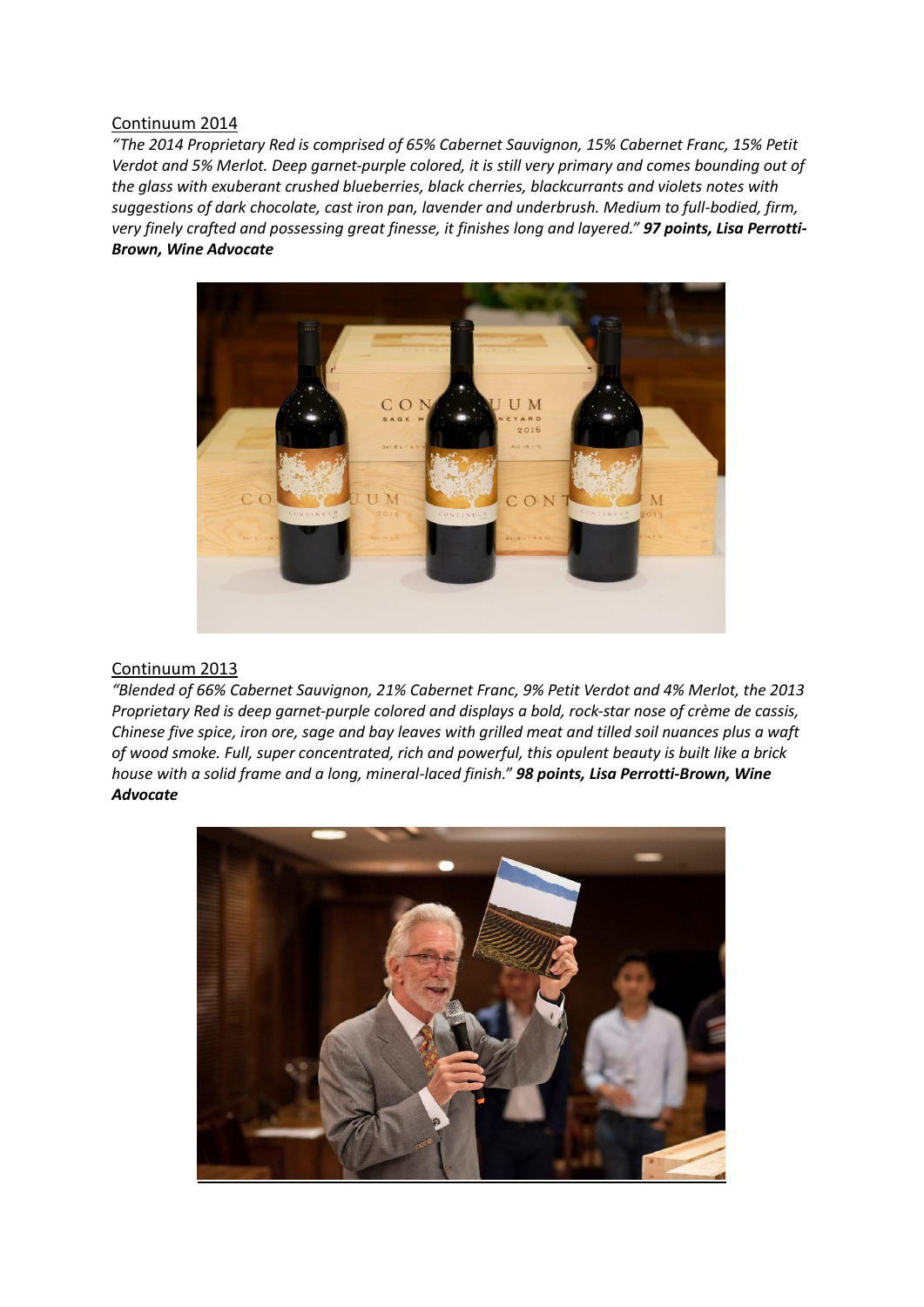Continuum 2014

*"The 2014 Proprietary Red is comprised of 65% Cabernet Sauvignon, 15% Cabernet Franc, 15% Petit Verdot and 5% Merlot. Deep garnet-purple colored, it is still very primary and comes bounding out of the glass with exuberant crushed blueberries, black cherries, blackcurrants and violets notes with suggestions of dark chocolate, cast iron pan, lavender and underbrush. Medium to full-bodied, firm, very finely crafted and possessing great finesse, it finishes long and layered."* ***97 points, Lisa Perrotti-Brown, Wine Advocate***

Continuum 2013

*"Blended of 66% Cabernet Sauvignon, 21% Cabernet Franc, 9% Petit Verdot and 4% Merlot, the 2013 Proprietary Red is deep garnet-purple colored and displays a bold, rock-star nose of crème de cassis, Chinese five spice, iron ore, sage and bay leaves with grilled meat and tilled soil nuances plus a waft of wood smoke. Full, super concentrated, rich and powerful, this opulent beauty is built like a brick house with a solid frame and a long, mineral-laced finish."* ***98 points, Lisa Perrotti-Brown, Wine Advocate***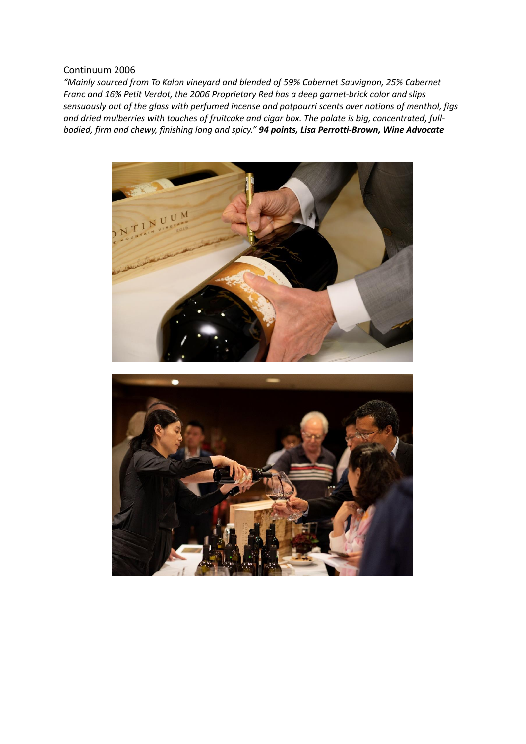Continuum 2006

*"Mainly sourced from To Kalon vineyard and blended of 59% Cabernet Sauvignon, 25% Cabernet Franc and 16% Petit Verdot, the 2006 Proprietary Red has a deep garnet-brick color and slips sensuously out of the glass with perfumed incense and potpourri scents over notions of menthol, figs and dried mulberries with touches of fruitcake and cigar box. The palate is big, concentrated, full-bodied, firm and chewy, finishing long and spicy."* ***94 points, Lisa Perrotti-Brown, Wine Advocate***